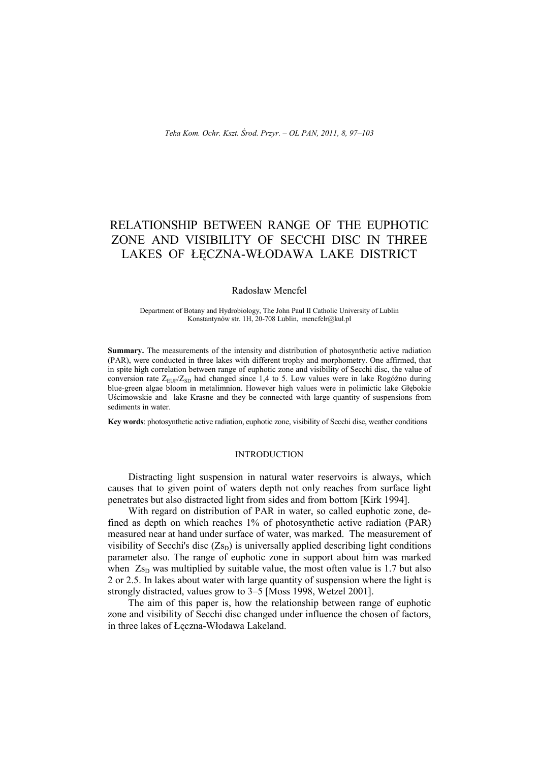# RELATIONSHIP BETWEEN RANGE OF THE EUPHOTIC ZONE AND VISIBILITY OF SECCHI DISC IN THREE LAKES OF ŁĘCZNA-WŁODAWA LAKE DISTRICT

Radosław Mencfel

Department of Botany and Hydrobiology, The John Paul II Catholic University of Lublin
Konstantynów str. 1H, 20-708 Lublin, mencfelr@kul.pl

**Summary.** The measurements of the intensity and distribution of photosynthetic active radiation (PAR), were conducted in three lakes with different trophy and morphometry. One affirmed, that in spite high correlation between range of euphotic zone and visibility of Secchi disc, the value of conversion rate $Z_{EUF}/Z_{SD}$ had changed since 1,4 to 5. Low values were in lake Rogóźno during blue-green algae bloom in metalimnion. However high values were in polimictic lake Głębokie Uścimowskie and lake Krasne and they be connected with large quantity of suspensions from sediments in water.

**Key words**: photosynthetic active radiation, euphotic zone, visibility of Secchi disc, weather conditions

## INTRODUCTION

Distracting light suspension in natural water reservoirs is always, which causes that to given point of waters depth not only reaches from surface light penetrates but also distracted light from sides and from bottom [Kirk 1994].

With regard on distribution of PAR in water, so called euphotic zone, defined as depth on which reaches 1% of photosynthetic active radiation (PAR) measured near at hand under surface of water, was marked. The measurement of visibility of Secchi's disc ($Zs_D$) is universally applied describing light conditions parameter also. The range of euphotic zone in support about him was marked when $Zs_D$ was multiplied by suitable value, the most often value is 1.7 but also 2 or 2.5. In lakes about water with large quantity of suspension where the light is strongly distracted, values grow to 3–5 [Moss 1998, Wetzel 2001].

The aim of this paper is, how the relationship between range of euphotic zone and visibility of Secchi disc changed under influence the chosen of factors, in three lakes of Łęczna-Włodawa Lakeland.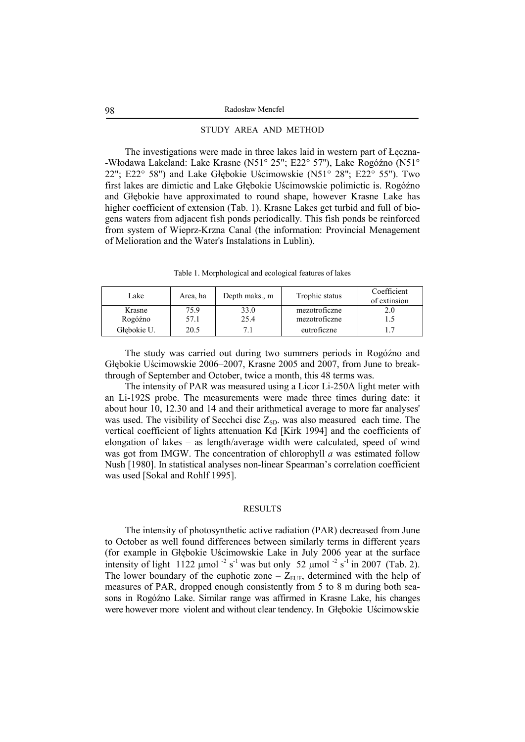## STUDY AREA AND METHOD

The investigations were made in three lakes laid in western part of Łęczna--Włodawa Lakeland: Lake Krasne (N51° 25"; E22° 57"), Lake Rogóźno (N51° 22"; E22° 58") and Lake Głębokie Uścimowskie (N51° 28"; E22° 55"). Two first lakes are dimictic and Lake Głębokie Uścimowskie polimictic is. Rogóźno and Głębokie have approximated to round shape, however Krasne Lake has higher coefficient of extension (Tab. 1). Krasne Lakes get turbid and full of biogens waters from adjacent fish ponds periodically. This fish ponds be reinforced from system of Wieprz-Krzna Canal (the information: Provincial Menagement of Melioration and the Water's Instalations in Lublin).

Table 1. Morphological and ecological features of lakes

| Lake | Area, ha | Depth maks., m | Trophic status | Coefficient of extinsion |
|---|---|---|---|---|
| Krasne | 75.9 | 33.0 | mezotroficzne | 2.0 |
| Rogóźno | 57.1 | 25.4 | mezotroficzne | 1.5 |
| Głębokie U. | 20.5 | 7.1 | eutroficzne | 1.7 |

The study was carried out during two summers periods in Rogóźno and Głębokie Uścimowskie 2006–2007, Krasne 2005 and 2007, from June to breakthrough of September and October, twice a month, this 48 terms was.

The intensity of PAR was measured using a Licor Li-250A light meter with an Li-192S probe. The measurements were made three times during date: it about hour 10, 12.30 and 14 and their arithmetical average to more far analyses' was used. The visibility of Secchci disc $Z_{SD}$. was also measured each time. The vertical coefficient of lights attenuation Kd [Kirk 1994] and the coefficients of elongation of lakes – as length/average width were calculated, speed of wind was got from IMGW. The concentration of chlorophyll *a* was estimated follow Nush [1980]. In statistical analyses non-linear Spearman's correlation coefficient was used [Sokal and Rohlf 1995].

## RESULTS

The intensity of photosynthetic active radiation (PAR) decreased from June to October as well found differences between similarly terms in different years (for example in Głębokie Uścimowskie Lake in July 2006 year at the surface intensity of light 1122 μmol $^{-2}$ s$^{-1}$ was but only 52 μmol $^{-2}$ s$^{-1}$ in 2007 (Tab. 2). The lower boundary of the euphotic zone – $Z_{EUF}$, determined with the help of measures of PAR, dropped enough consistently from 5 to 8 m during both seasons in Rogóźno Lake. Similar range was affirmed in Krasne Lake, his changes were however more violent and without clear tendency. In Głębokie Uścimowskie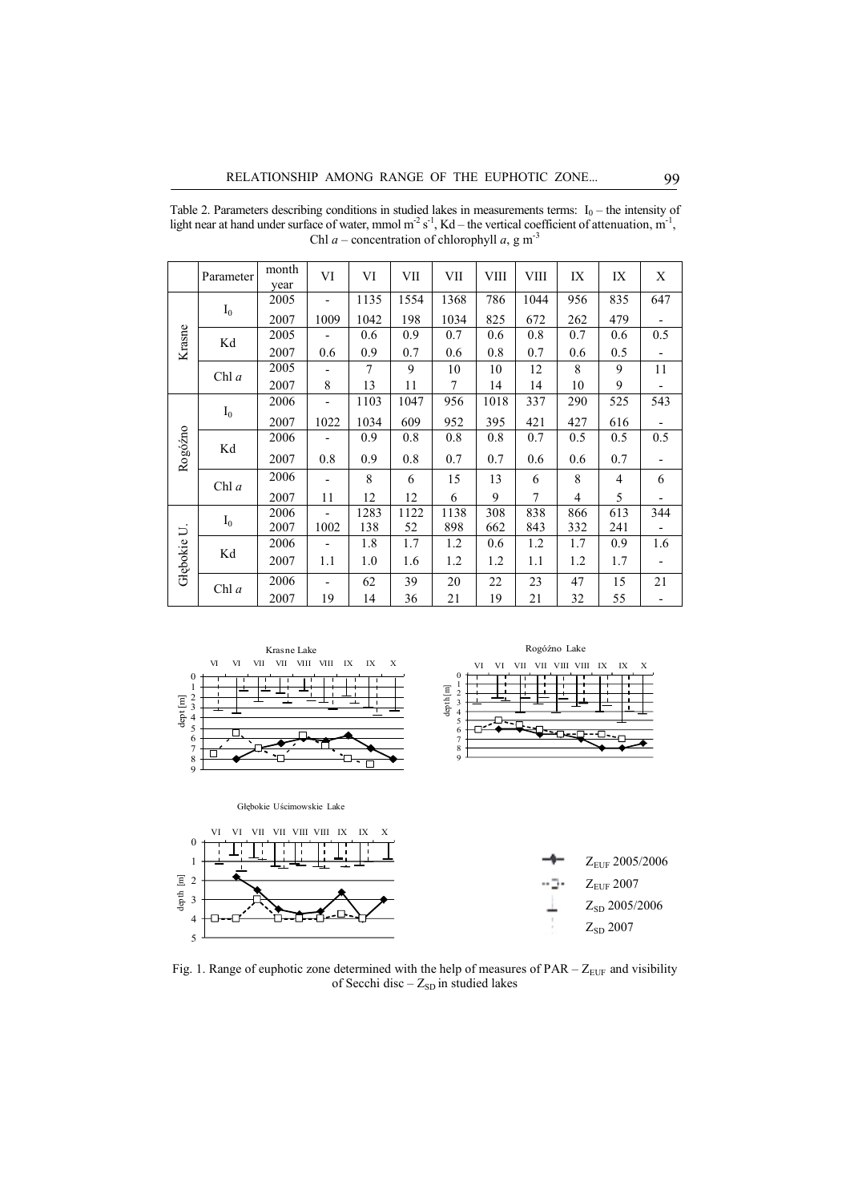Table 2. Parameters describing conditions in studied lakes in measurements terms: $I_0$ – the intensity of light near at hand under surface of water, mmol $m^{-2}$ $s^{-1}$, Kd – the vertical coefficient of attenuation, $m^{-1}$, Chl *a* – concentration of chlorophyll *a*, g $m^{-3}$

| | Parameter | month / year | VI | VI | VII | VII | VIII | VIII | IX | IX | X |
|---|---|---|---|---|---|---|---|---|---|---|---|
| Krasne | $I_0$ | 2005 | - | 1135 | 1554 | 1368 | 786 | 1044 | 956 | 835 | 647 |
| | | 2007 | 1009 | 1042 | 198 | 1034 | 825 | 672 | 262 | 479 | - |
| | Kd | 2005 | - | 0.6 | 0.9 | 0.7 | 0.6 | 0.8 | 0.7 | 0.6 | 0.5 |
| | | 2007 | 0.6 | 0.9 | 0.7 | 0.6 | 0.8 | 0.7 | 0.6 | 0.5 | - |
| | Chl *a* | 2005 | - | 7 | 9 | 10 | 10 | 12 | 8 | 9 | 11 |
| | | 2007 | 8 | 13 | 11 | 7 | 14 | 14 | 10 | 9 | - |
| Rogóźno | $I_0$ | 2006 | - | 1103 | 1047 | 956 | 1018 | 337 | 290 | 525 | 543 |
| | | 2007 | 1022 | 1034 | 609 | 952 | 395 | 421 | 427 | 616 | - |
| | Kd | 2006 | - | 0.9 | 0.8 | 0.8 | 0.8 | 0.7 | 0.5 | 0.5 | 0.5 |
| | | 2007 | 0.8 | 0.9 | 0.8 | 0.7 | 0.7 | 0.6 | 0.6 | 0.7 | - |
| | Chl *a* | 2006 | - | 8 | 6 | 15 | 13 | 6 | 8 | 4 | 6 |
| | | 2007 | 11 | 12 | 12 | 6 | 9 | 7 | 4 | 5 | - |
| Głębokie U. | $I_0$ | 2006 | - | 1283 | 1122 | 1138 | 308 | 838 | 866 | 613 | 344 |
| | | 2007 | 1002 | 138 | 52 | 898 | 662 | 843 | 332 | 241 | - |
| | Kd | 2006 | - | 1.8 | 1.7 | 1.2 | 0.6 | 1.2 | 1.7 | 0.9 | 1.6 |
| | | 2007 | 1.1 | 1.0 | 1.6 | 1.2 | 1.2 | 1.1 | 1.2 | 1.7 | - |
| | Chl *a* | 2006 | - | 62 | 39 | 20 | 22 | 23 | 47 | 15 | 21 |
| | | 2007 | 19 | 14 | 36 | 21 | 19 | 21 | 32 | 55 | - |

Fig. 1. Range of euphotic zone determined with the help of measures of PAR – $Z_{EUF}$ and visibility of Secchi disc – $Z_{SD}$ in studied lakes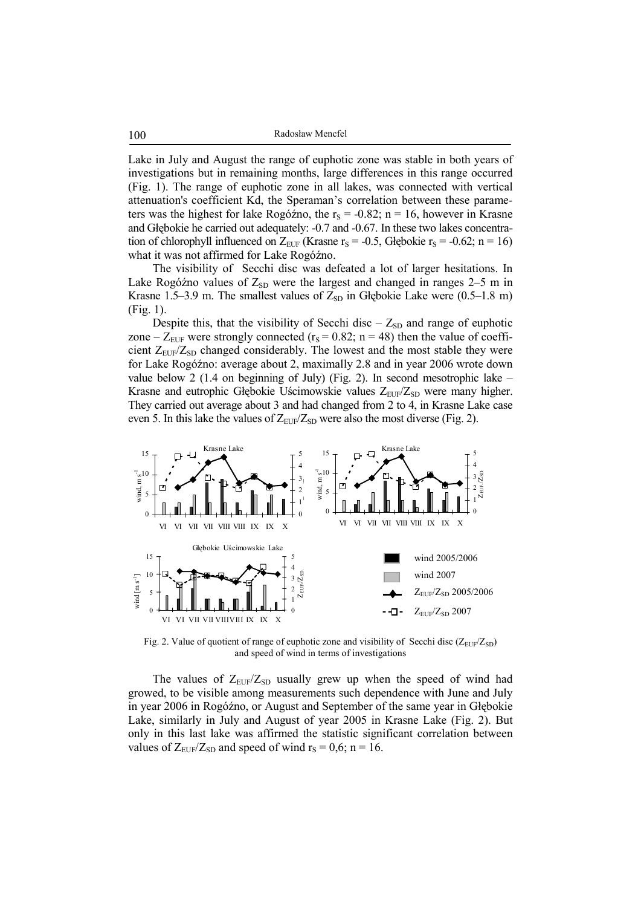Lake in July and August the range of euphotic zone was stable in both years of investigations but in remaining months, large differences in this range occurred (Fig. 1). The range of euphotic zone in all lakes, was connected with vertical attenuation's coefficient Kd, the Speraman's correlation between these parameters was the highest for lake Rogóźno, the $r_S$ = -0.82; n = 16, however in Krasne and Głębokie he carried out adequately: -0.7 and -0.67. In these two lakes concentration of chlorophyll influenced on $Z_{EUF}$ (Krasne $r_S$ = -0.5, Głębokie $r_S$ = -0.62; n = 16) what it was not affirmed for Lake Rogóźno.

The visibility of Secchi disc was defeated a lot of larger hesitations. In Lake Rogóźno values of $Z_{SD}$ were the largest and changed in ranges 2–5 m in Krasne 1.5–3.9 m. The smallest values of $Z_{SD}$ in Głębokie Lake were (0.5–1.8 m) (Fig. 1).

Despite this, that the visibility of Secchi disc – $Z_{SD}$ and range of euphotic zone – $Z_{EUF}$ were strongly connected ($r_S$ = 0.82; n = 48) then the value of coefficient $Z_{EUF}/Z_{SD}$ changed considerably. The lowest and the most stable they were for Lake Rogóźno: average about 2, maximally 2.8 and in year 2006 wrote down value below 2 (1.4 on beginning of July) (Fig. 2). In second mesotrophic lake – Krasne and eutrophic Głębokie Uścimowskie values $Z_{EUF}/Z_{SD}$ were many higher. They carried out average about 3 and had changed from 2 to 4, in Krasne Lake case even 5. In this lake the values of $Z_{EUF}/Z_{SD}$ were also the most diverse (Fig. 2).

Fig. 2. Value of quotient of range of euphotic zone and visibility of Secchi disc ($Z_{EUF}/Z_{SD}$) and speed of wind in terms of investigations

The values of $Z_{EUF}/Z_{SD}$ usually grew up when the speed of wind had growed, to be visible among measurements such dependence with June and July in year 2006 in Rogóźno, or August and September of the same year in Głębokie Lake, similarly in July and August of year 2005 in Krasne Lake (Fig. 2). But only in this last lake was affirmed the statistic significant correlation between values of $Z_{EUF}/Z_{SD}$ and speed of wind $r_S$ = 0,6; n = 16.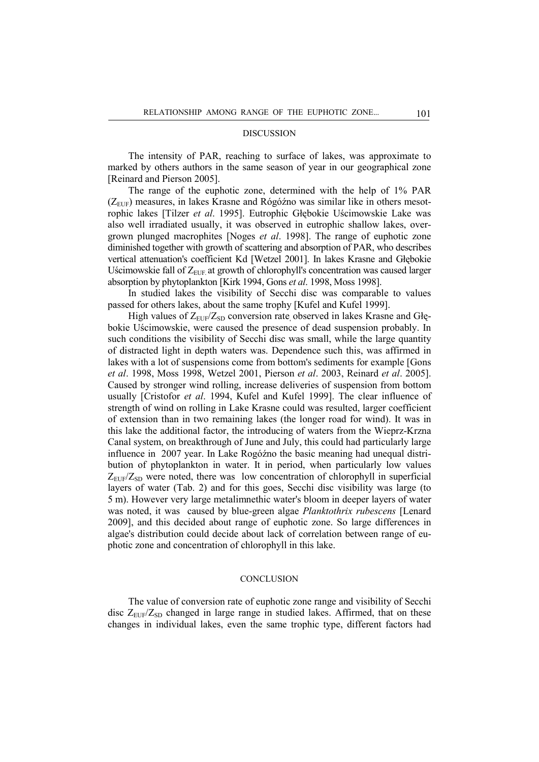## DISCUSSION

The intensity of PAR, reaching to surface of lakes, was approximate to marked by others authors in the same season of year in our geographical zone [Reinard and Pierson 2005].

The range of the euphotic zone, determined with the help of 1% PAR ($Z_{EUF}$) measures, in lakes Krasne and Rógóźno was similar like in others mesotrophic lakes [Tilzer *et al*. 1995]. Eutrophic Głębokie Uścimowskie Lake was also well irradiated usually, it was observed in eutrophic shallow lakes, overgrown plunged macrophites [Noges *et al*. 1998]. The range of euphotic zone diminished together with growth of scattering and absorption of PAR, who describes vertical attenuation's coefficient Kd [Wetzel 2001]. In lakes Krasne and Głębokie Uścimowskie fall of $Z_{EUF}$ at growth of chlorophyll's concentration was caused larger absorption by phytoplankton [Kirk 1994, Gons *et al*. 1998, Moss 1998].

In studied lakes the visibility of Secchi disc was comparable to values passed for others lakes, about the same trophy [Kufel and Kufel 1999].

High values of $Z_{EUF}/Z_{SD}$ conversion rate, observed in lakes Krasne and Głębokie Uścimowskie, were caused the presence of dead suspension probably. In such conditions the visibility of Secchi disc was small, while the large quantity of distracted light in depth waters was. Dependence such this, was affirmed in lakes with a lot of suspensions come from bottom's sediments for example [Gons *et al*. 1998, Moss 1998, Wetzel 2001, Pierson *et al*. 2003, Reinard *et al*. 2005]. Caused by stronger wind rolling, increase deliveries of suspension from bottom usually [Cristofor *et al*. 1994, Kufel and Kufel 1999]. The clear influence of strength of wind on rolling in Lake Krasne could was resulted, larger coefficient of extension than in two remaining lakes (the longer road for wind). It was in this lake the additional factor, the introducing of waters from the Wieprz-Krzna Canal system, on breakthrough of June and July, this could had particularly large influence in 2007 year. In Lake Rogóźno the basic meaning had unequal distribution of phytoplankton in water. It in period, when particularly low values $Z_{EUF}/Z_{SD}$ were noted, there was low concentration of chlorophyll in superficial layers of water (Tab. 2) and for this goes, Secchi disc visibility was large (to 5 m). However very large metalimnethic water's bloom in deeper layers of water was noted, it was caused by blue-green algae *Planktothrix rubescens* [Lenard 2009], and this decided about range of euphotic zone. So large differences in algae's distribution could decide about lack of correlation between range of euphotic zone and concentration of chlorophyll in this lake.

## CONCLUSION

The value of conversion rate of euphotic zone range and visibility of Secchi disc $Z_{EUF}/Z_{SD}$ changed in large range in studied lakes. Affirmed, that on these changes in individual lakes, even the same trophic type, different factors had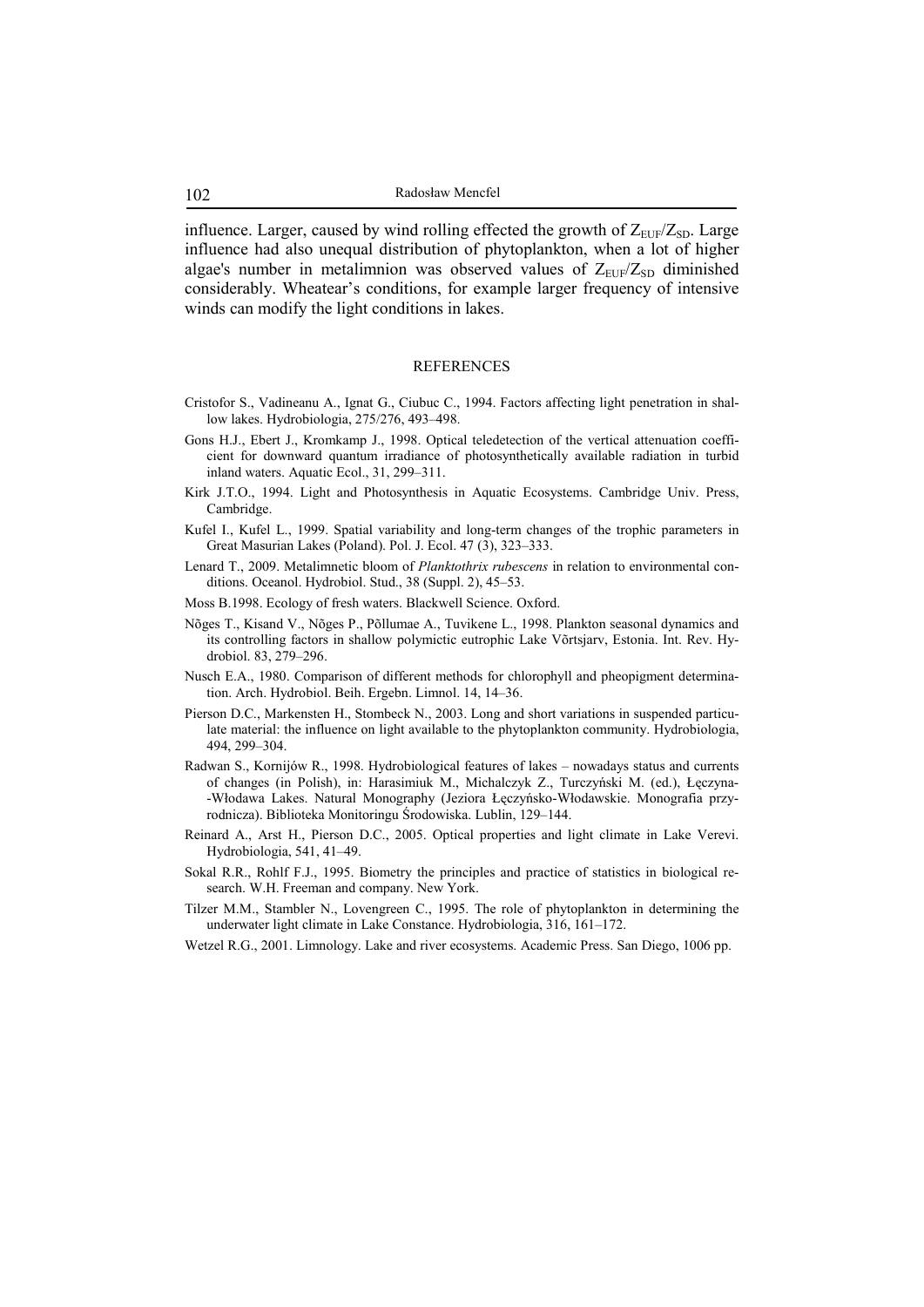influence. Larger, caused by wind rolling effected the growth of $Z_{EUF}/Z_{SD}$. Large influence had also unequal distribution of phytoplankton, when a lot of higher algae's number in metalimnion was observed values of $Z_{EUF}/Z_{SD}$ diminished considerably. Wheatear's conditions, for example larger frequency of intensive winds can modify the light conditions in lakes.

## REFERENCES

Cristofor S., Vadineanu A., Ignat G., Ciubuc C., 1994. Factors affecting light penetration in shallow lakes. Hydrobiologia, 275/276, 493–498.

Gons H.J., Ebert J., Kromkamp J., 1998. Optical teledetection of the vertical attenuation coefficient for downward quantum irradiance of photosynthetically available radiation in turbid inland waters. Aquatic Ecol., 31, 299–311.

Kirk J.T.O., 1994. Light and Photosynthesis in Aquatic Ecosystems. Cambridge Univ. Press, Cambridge.

Kufel I., Kufel L., 1999. Spatial variability and long-term changes of the trophic parameters in Great Masurian Lakes (Poland). Pol. J. Ecol. 47 (3), 323–333.

Lenard T., 2009. Metalimnetic bloom of *Planktothrix rubescens* in relation to environmental conditions. Oceanol. Hydrobiol. Stud., 38 (Suppl. 2), 45–53.

Moss B.1998. Ecology of fresh waters. Blackwell Science. Oxford.

Nõges T., Kisand V., Nõges P., Põllumae A., Tuvikene L., 1998. Plankton seasonal dynamics and its controlling factors in shallow polymictic eutrophic Lake Võrtsjarv, Estonia. Int. Rev. Hydrobiol. 83, 279–296.

Nusch E.A., 1980. Comparison of different methods for chlorophyll and pheopigment determination. Arch. Hydrobiol. Beih. Ergebn. Limnol. 14, 14–36.

Pierson D.C., Markensten H., Stombeck N., 2003. Long and short variations in suspended particulate material: the influence on light available to the phytoplankton community. Hydrobiologia, 494, 299–304.

Radwan S., Kornijów R., 1998. Hydrobiological features of lakes – nowadays status and currents of changes (in Polish), in: Harasimiuk M., Michalczyk Z., Turczyński M. (ed.), Łęczyna-Włodawa Lakes. Natural Monography (Jeziora Łęczyńsko-Włodawskie. Monografia przyrodnicza). Biblioteka Monitoringu Środowiska. Lublin, 129–144.

Reinard A., Arst H., Pierson D.C., 2005. Optical properties and light climate in Lake Verevi. Hydrobiologia, 541, 41–49.

Sokal R.R., Rohlf F.J., 1995. Biometry the principles and practice of statistics in biological research. W.H. Freeman and company. New York.

Tilzer M.M., Stambler N., Lovengreen C., 1995. The role of phytoplankton in determining the underwater light climate in Lake Constance. Hydrobiologia, 316, 161–172.

Wetzel R.G., 2001. Limnology. Lake and river ecosystems. Academic Press. San Diego, 1006 pp.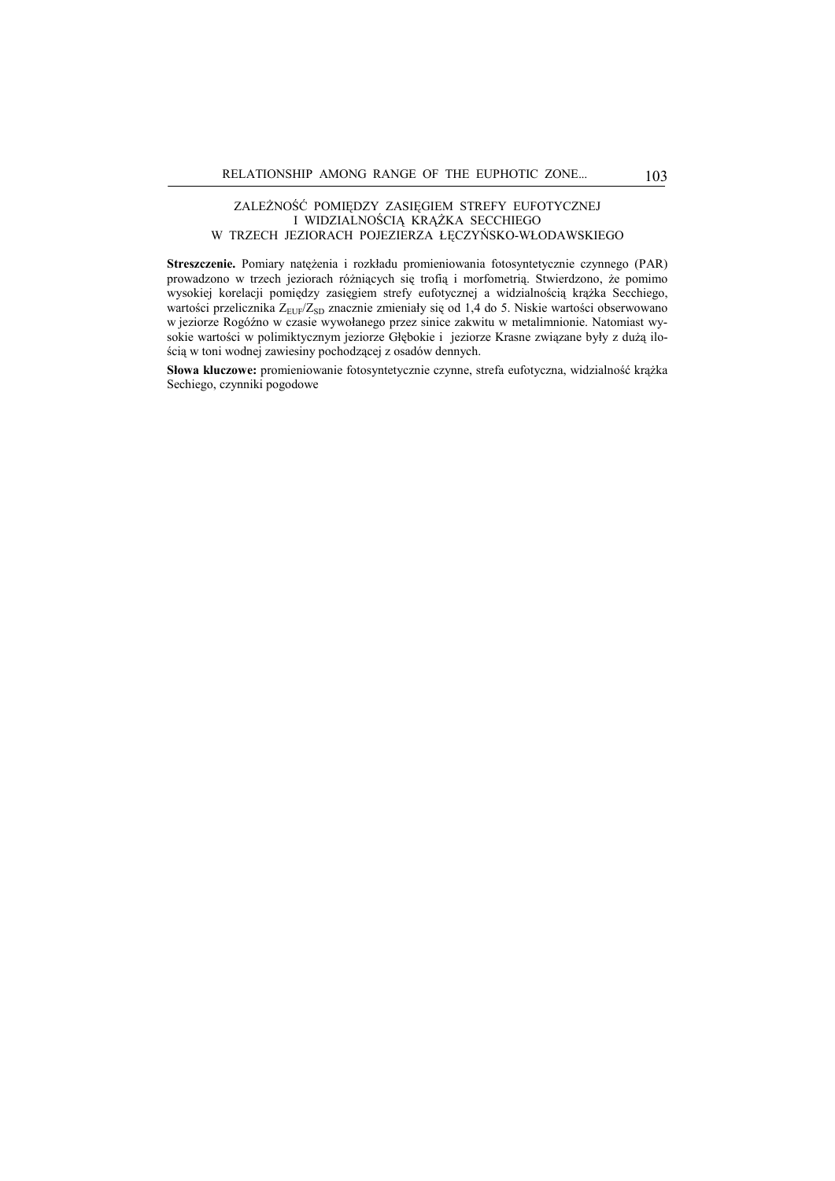## ZALEŻNOŚĆ POMIĘDZY ZASIĘGIEM STREFY EUFOTYCZNEJ I WIDZIALNOŚCIĄ KRĄŻKA SECCHIEGO W TRZECH JEZIORACH POJEZIERZA ŁĘCZYŃSKO-WŁODAWSKIEGO

**Streszczenie.** Pomiary natężenia i rozkładu promieniowania fotosyntetycznie czynnego (PAR) prowadzono w trzech jeziorach różniących się trofią i morfometrią. Stwierdzono, że pomimo wysokiej korelacji pomiędzy zasięgiem strefy eufotycznej a widzialnością krążka Secchiego, wartości przelicznika $Z_{EUF}/Z_{SD}$ znacznie zmieniały się od 1,4 do 5. Niskie wartości obserwowano w jeziorze Rogóźno w czasie wywołanego przez sinice zakwitu w metalimnionie. Natomiast wysokie wartości w polimiktycznym jeziorze Głębokie i jeziorze Krasne związane były z dużą ilością w toni wodnej zawiesiny pochodzącej z osadów dennych.

**Słowa kluczowe:** promieniowanie fotosyntetycznie czynne, strefa eufotyczna, widzialność krążka Sechiego, czynniki pogodowe